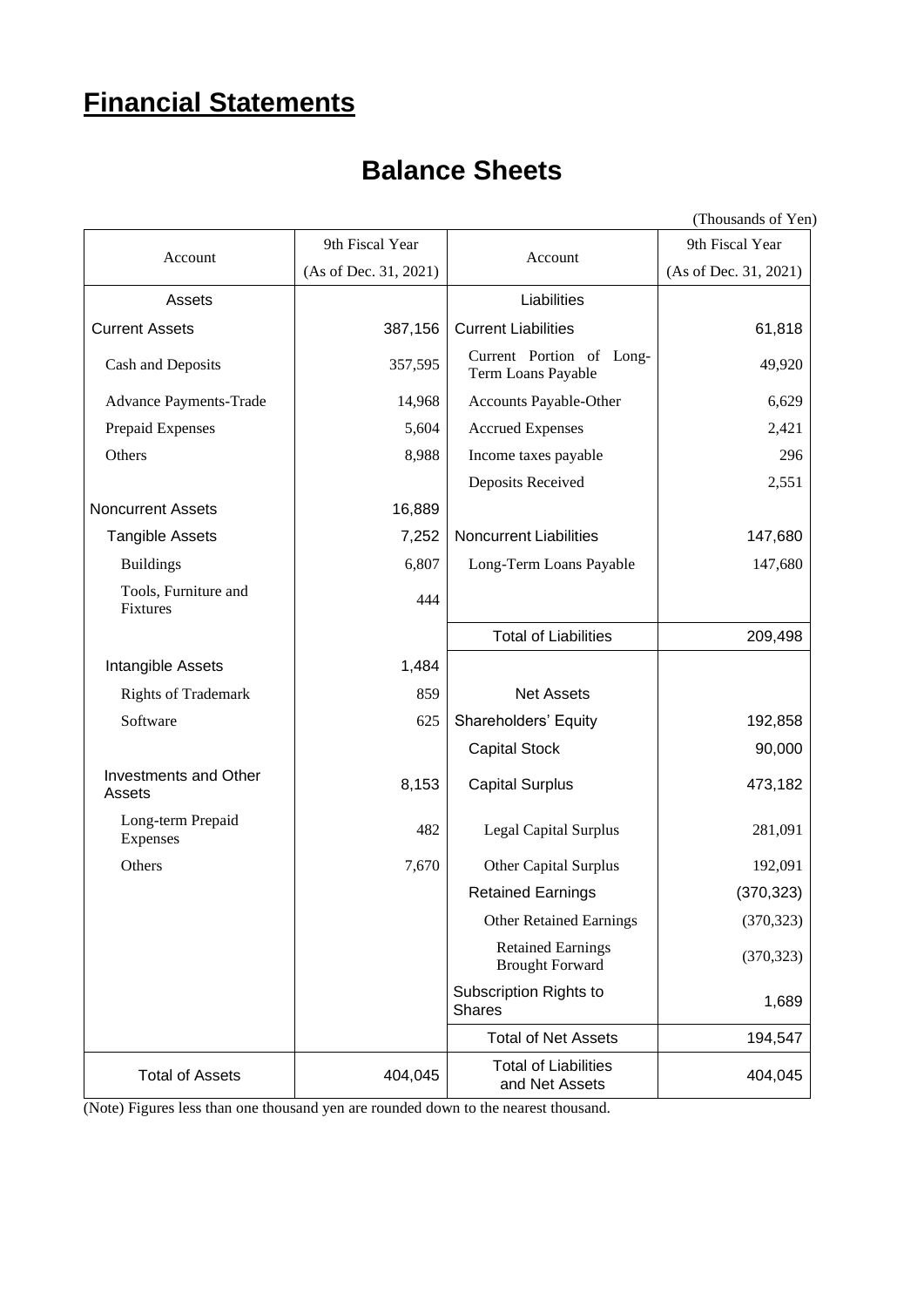# Financial Statements

## Balance Sheets

(Thousands of Yen)

| Account | 9th Fiscal Year (As of Dec. 31, 2021) | Account | 9th Fiscal Year (As of Dec. 31, 2021) |
|---|---|---|---|
| Assets | | Liabilities | |
| Current Assets | 387,156 | Current Liabilities | 61,818 |
| Cash and Deposits | 357,595 | Current Portion of Long-Term Loans Payable | 49,920 |
| Advance Payments-Trade | 14,968 | Accounts Payable-Other | 6,629 |
| Prepaid Expenses | 5,604 | Accrued Expenses | 2,421 |
| Others | 8,988 | Income taxes payable | 296 |
| | | Deposits Received | 2,551 |
| Noncurrent Assets | 16,889 | | |
| Tangible Assets | 7,252 | Noncurrent Liabilities | 147,680 |
| Buildings | 6,807 | Long-Term Loans Payable | 147,680 |
| Tools, Furniture and Fixtures | 444 | | |
| | | Total of Liabilities | 209,498 |
| Intangible Assets | 1,484 | | |
| Rights of Trademark | 859 | Net Assets | |
| Software | 625 | Shareholders' Equity | 192,858 |
| | | Capital Stock | 90,000 |
| Investments and Other Assets | 8,153 | Capital Surplus | 473,182 |
| Long-term Prepaid Expenses | 482 | Legal Capital Surplus | 281,091 |
| Others | 7,670 | Other Capital Surplus | 192,091 |
| | | Retained Earnings | (370,323) |
| | | Other Retained Earnings | (370,323) |
| | | Retained Earnings Brought Forward | (370,323) |
| | | Subscription Rights to Shares | 1,689 |
| | | Total of Net Assets | 194,547 |
| Total of Assets | 404,045 | Total of Liabilities and Net Assets | 404,045 |

(Note) Figures less than one thousand yen are rounded down to the nearest thousand.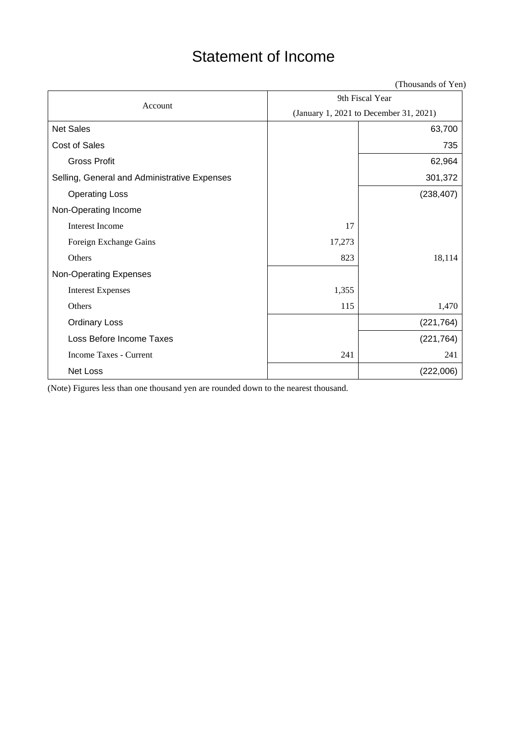# Statement of Income

(Thousands of Yen)

| Account | 9th Fiscal Year (January 1, 2021 to December 31, 2021) | |
|---|---|---|
| Net Sales | | 63,700 |
| Cost of Sales | | 735 |
| Gross Profit | | 62,964 |
| Selling, General and Administrative Expenses | | 301,372 |
| Operating Loss | | (238,407) |
| Non-Operating Income | | |
| Interest Income | 17 | |
| Foreign Exchange Gains | 17,273 | |
| Others | 823 | 18,114 |
| Non-Operating Expenses | | |
| Interest Expenses | 1,355 | |
| Others | 115 | 1,470 |
| Ordinary Loss | | (221,764) |
| Loss Before Income Taxes | | (221,764) |
| Income Taxes - Current | 241 | 241 |
| Net Loss | | (222,006) |

(Note) Figures less than one thousand yen are rounded down to the nearest thousand.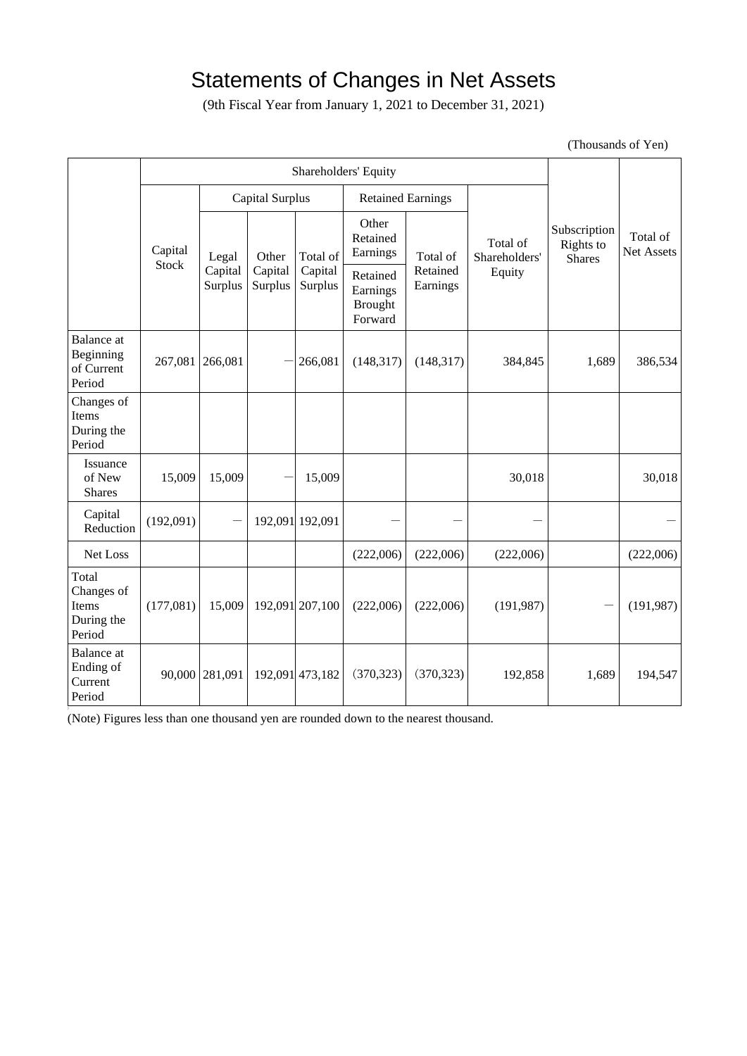# Statements of Changes in Net Assets

(9th Fiscal Year from January 1, 2021 to December 31, 2021)

(Thousands of Yen)

| | Shareholders' Equity | | | | | | | Subscription Rights to Shares | Total of Net Assets |
|---|---|---|---|---|---|---|---|---|---|
| | Capital Stock | Capital Surplus | | | Retained Earnings | | Total of Shareholders' Equity | | |
| | | Legal Capital Surplus | Other Capital Surplus | Total of Capital Surplus | Other Retained Earnings<br>Retained Earnings Brought Forward | Total of Retained Earnings | | | |
| Balance at Beginning of Current Period | 267,081 | 266,081 | — | 266,081 | (148,317) | (148,317) | 384,845 | 1,689 | 386,534 |
| Changes of Items During the Period | | | | | | | | | |
| Issuance of New Shares | 15,009 | 15,009 | — | 15,009 | | | 30,018 | | 30,018 |
| Capital Reduction | (192,091) | — | 192,091 | 192,091 | — | — | — | | — |
| Net Loss | | | | | (222,006) | (222,006) | (222,006) | | (222,006) |
| Total Changes of Items During the Period | (177,081) | 15,009 | 192,091 | 207,100 | (222,006) | (222,006) | (191,987) | — | (191,987) |
| Balance at Ending of Current Period | 90,000 | 281,091 | 192,091 | 473,182 | (370,323) | (370,323) | 192,858 | 1,689 | 194,547 |

(Note) Figures less than one thousand yen are rounded down to the nearest thousand.